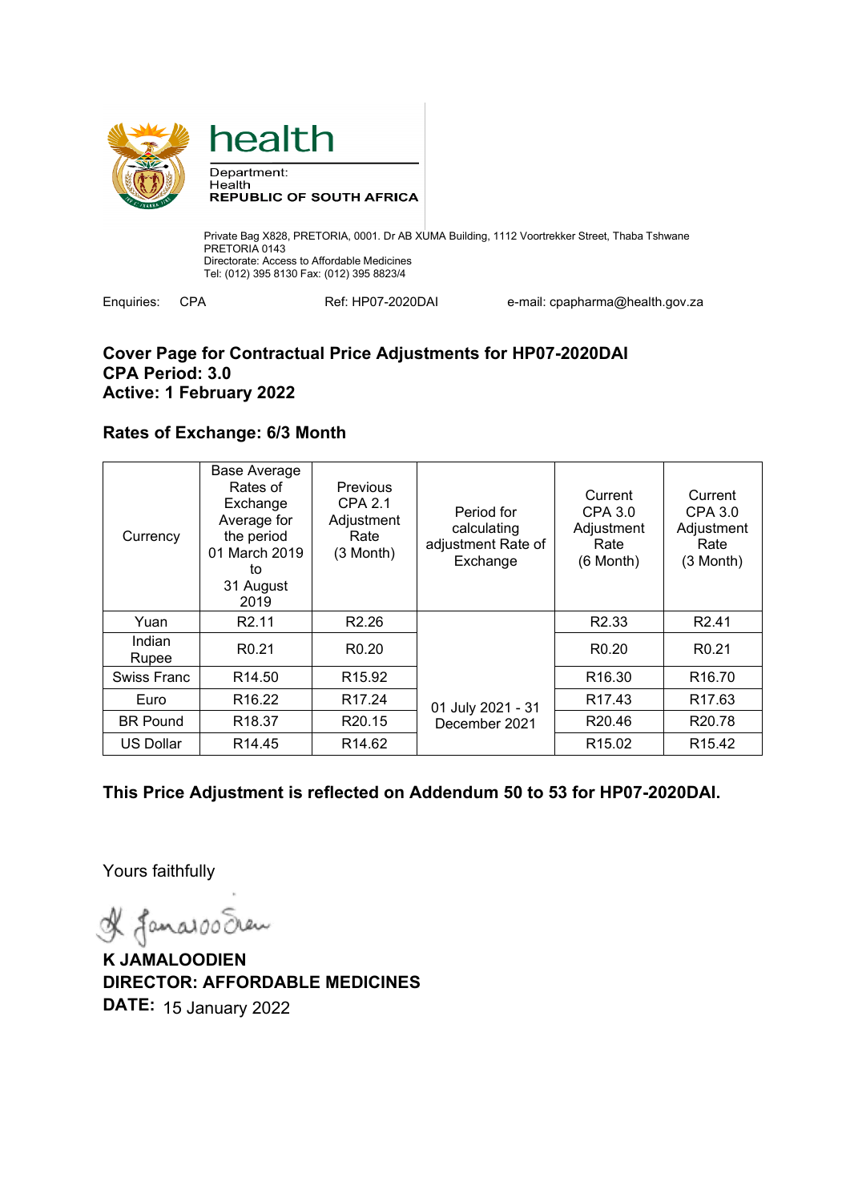health

Department:
Health
REPUBLIC OF SOUTH AFRICA

Private Bag X828, PRETORIA, 0001. Dr AB XUMA Building, 1112 Voortrekker Street, Thaba Tshwane
PRETORIA 0143
Directorate: Access to Affordable Medicines
Tel: (012) 395 8130 Fax: (012) 395 8823/4

Enquiries: CPA Ref: HP07-2020DAI e-mail: cpapharma@health.gov.za

**Cover Page for Contractual Price Adjustments for HP07-2020DAI**
**CPA Period: 3.0**
**Active: 1 February 2022**

**Rates of Exchange: 6/3 Month**

| Currency | Base Average Rates of Exchange Average for the period 01 March 2019 to 31 August 2019 | Previous CPA 2.1 Adjustment Rate (3 Month) | Period for calculating adjustment Rate of Exchange | Current CPA 3.0 Adjustment Rate (6 Month) | Current CPA 3.0 Adjustment Rate (3 Month) |
|---|---|---|---|---|---|
| Yuan | R2.11 | R2.26 | 01 July 2021 - 31 December 2021 | R2.33 | R2.41 |
| Indian Rupee | R0.21 | R0.20 | | R0.20 | R0.21 |
| Swiss Franc | R14.50 | R15.92 | | R16.30 | R16.70 |
| Euro | R16.22 | R17.24 | | R17.43 | R17.63 |
| BR Pound | R18.37 | R20.15 | | R20.46 | R20.78 |
| US Dollar | R14.45 | R14.62 | | R15.02 | R15.42 |

**This Price Adjustment is reflected on Addendum 50 to 53 for HP07-2020DAI.**

Yours faithfully

K Jamaloodien

**K JAMALOODIEN**
**DIRECTOR: AFFORDABLE MEDICINES**
**DATE:** 15 January 2022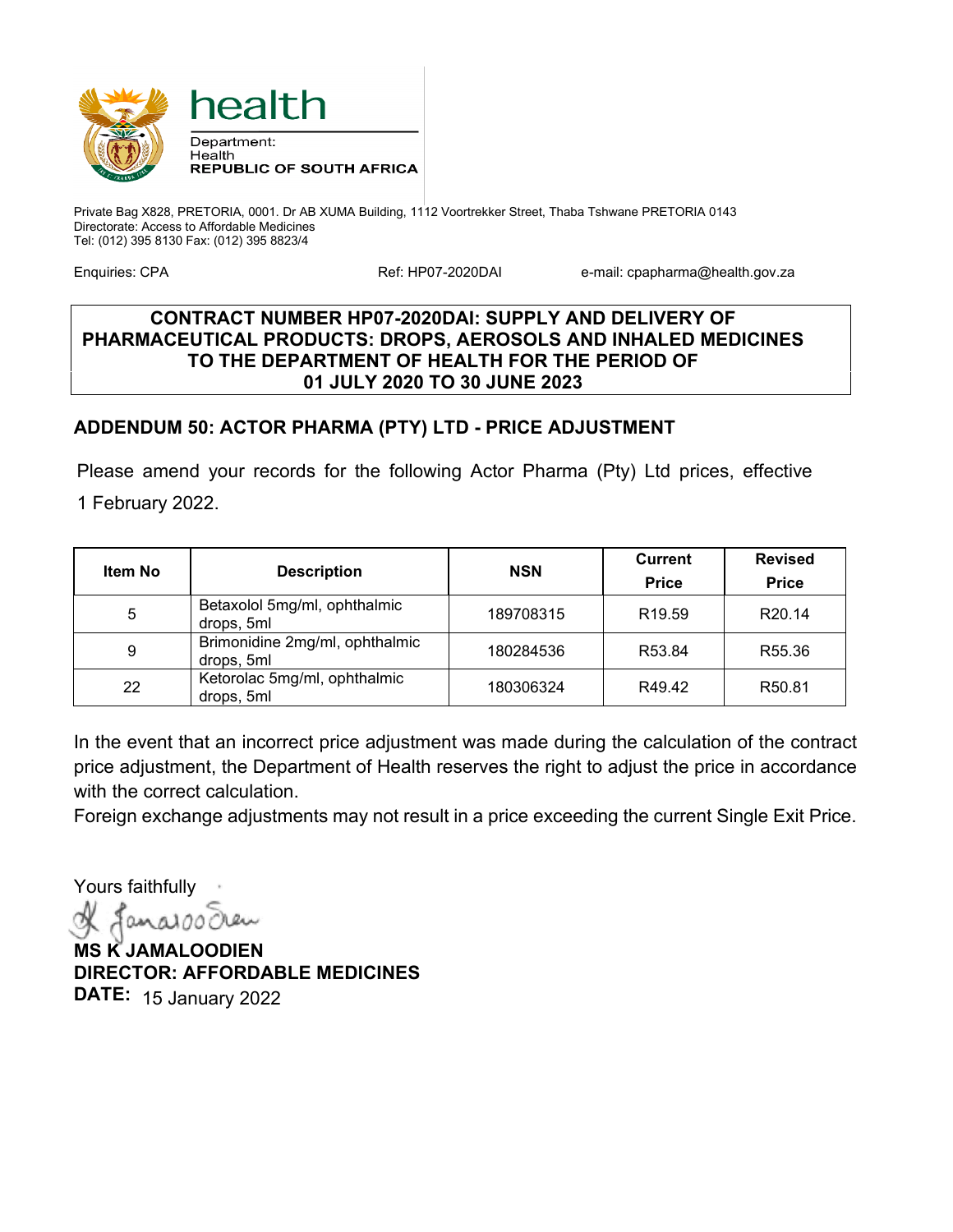health

Department:
Health
**REPUBLIC OF SOUTH AFRICA**

Private Bag X828, PRETORIA, 0001. Dr AB XUMA Building, 1112 Voortrekker Street, Thaba Tshwane PRETORIA 0143
Directorate: Access to Affordable Medicines
Tel: (012) 395 8130 Fax: (012) 395 8823/4

Enquiries: CPA Ref: HP07-2020DAI e-mail: cpapharma@health.gov.za

**CONTRACT NUMBER HP07-2020DAI: SUPPLY AND DELIVERY OF PHARMACEUTICAL PRODUCTS: DROPS, AEROSOLS AND INHALED MEDICINES TO THE DEPARTMENT OF HEALTH FOR THE PERIOD OF 01 JULY 2020 TO 30 JUNE 2023**

## ADDENDUM 50: ACTOR PHARMA (PTY) LTD - PRICE ADJUSTMENT

Please amend your records for the following Actor Pharma (Pty) Ltd prices, effective 1 February 2022.

| Item No | Description | NSN | Current Price | Revised Price |
|---|---|---|---|---|
| 5 | Betaxolol 5mg/ml, ophthalmic drops, 5ml | 189708315 | R19.59 | R20.14 |
| 9 | Brimonidine 2mg/ml, ophthalmic drops, 5ml | 180284536 | R53.84 | R55.36 |
| 22 | Ketorolac 5mg/ml, ophthalmic drops, 5ml | 180306324 | R49.42 | R50.81 |

In the event that an incorrect price adjustment was made during the calculation of the contract price adjustment, the Department of Health reserves the right to adjust the price in accordance with the correct calculation.
Foreign exchange adjustments may not result in a price exceeding the current Single Exit Price.

Yours faithfully

**MS K JAMALOODIEN**
**DIRECTOR: AFFORDABLE MEDICINES**
**DATE:** 15 January 2022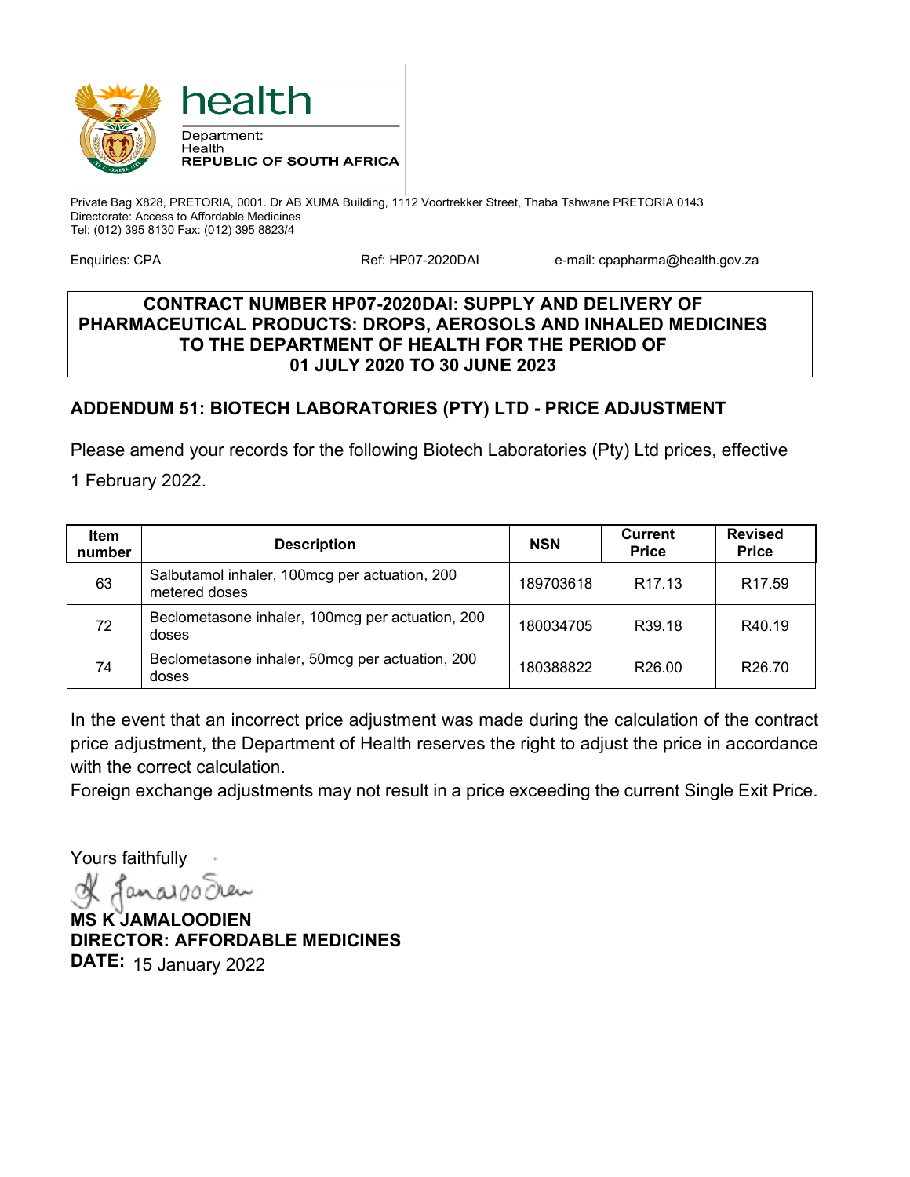health

Department:
Health
**REPUBLIC OF SOUTH AFRICA**

Private Bag X828, PRETORIA, 0001. Dr AB XUMA Building, 1112 Voortrekker Street, Thaba Tshwane PRETORIA 0143
Directorate: Access to Affordable Medicines
Tel: (012) 395 8130 Fax: (012) 395 8823/4

Enquiries: CPA    Ref: HP07-2020DAI    e-mail: cpapharma@health.gov.za

**CONTRACT NUMBER HP07-2020DAI: SUPPLY AND DELIVERY OF PHARMACEUTICAL PRODUCTS: DROPS, AEROSOLS AND INHALED MEDICINES TO THE DEPARTMENT OF HEALTH FOR THE PERIOD OF 01 JULY 2020 TO 30 JUNE 2023**

## ADDENDUM 51: BIOTECH LABORATORIES (PTY) LTD - PRICE ADJUSTMENT

Please amend your records for the following Biotech Laboratories (Pty) Ltd prices, effective 1 February 2022.

| Item number | Description | NSN | Current Price | Revised Price |
|---|---|---|---|---|
| 63 | Salbutamol inhaler, 100mcg per actuation, 200 metered doses | 189703618 | R17.13 | R17.59 |
| 72 | Beclometasone inhaler, 100mcg per actuation, 200 doses | 180034705 | R39.18 | R40.19 |
| 74 | Beclometasone inhaler, 50mcg per actuation, 200 doses | 180388822 | R26.00 | R26.70 |

In the event that an incorrect price adjustment was made during the calculation of the contract price adjustment, the Department of Health reserves the right to adjust the price in accordance with the correct calculation.
Foreign exchange adjustments may not result in a price exceeding the current Single Exit Price.

Yours faithfully

**MS K JAMALOODIEN**
**DIRECTOR: AFFORDABLE MEDICINES**
**DATE:** 15 January 2022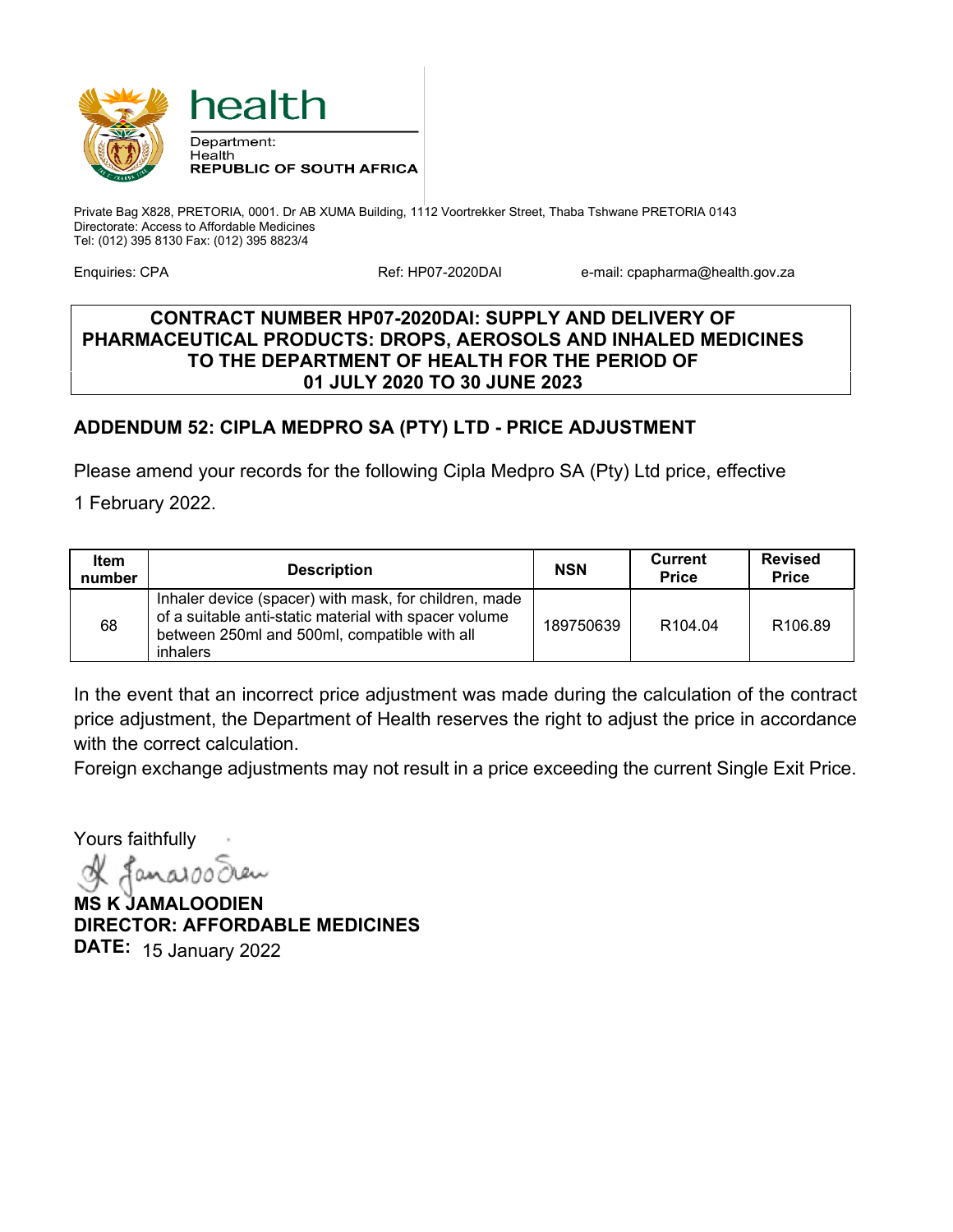health

Department:
Health
**REPUBLIC OF SOUTH AFRICA**

Private Bag X828, PRETORIA, 0001. Dr AB XUMA Building, 1112 Voortrekker Street, Thaba Tshwane PRETORIA 0143
Directorate: Access to Affordable Medicines
Tel: (012) 395 8130 Fax: (012) 395 8823/4

Enquiries: CPA    Ref: HP07-2020DAI    e-mail: cpapharma@health.gov.za

**CONTRACT NUMBER HP07-2020DAI: SUPPLY AND DELIVERY OF PHARMACEUTICAL PRODUCTS: DROPS, AEROSOLS AND INHALED MEDICINES TO THE DEPARTMENT OF HEALTH FOR THE PERIOD OF 01 JULY 2020 TO 30 JUNE 2023**

## ADDENDUM 52: CIPLA MEDPRO SA (PTY) LTD - PRICE ADJUSTMENT

Please amend your records for the following Cipla Medpro SA (Pty) Ltd price, effective 1 February 2022.

| Item number | Description | NSN | Current Price | Revised Price |
|---|---|---|---|---|
| 68 | Inhaler device (spacer) with mask, for children, made of a suitable anti-static material with spacer volume between 250ml and 500ml, compatible with all inhalers | 189750639 | R104.04 | R106.89 |

In the event that an incorrect price adjustment was made during the calculation of the contract price adjustment, the Department of Health reserves the right to adjust the price in accordance with the correct calculation.
Foreign exchange adjustments may not result in a price exceeding the current Single Exit Price.

Yours faithfully

**MS K JAMALOODIEN**
**DIRECTOR: AFFORDABLE MEDICINES**
**DATE:** 15 January 2022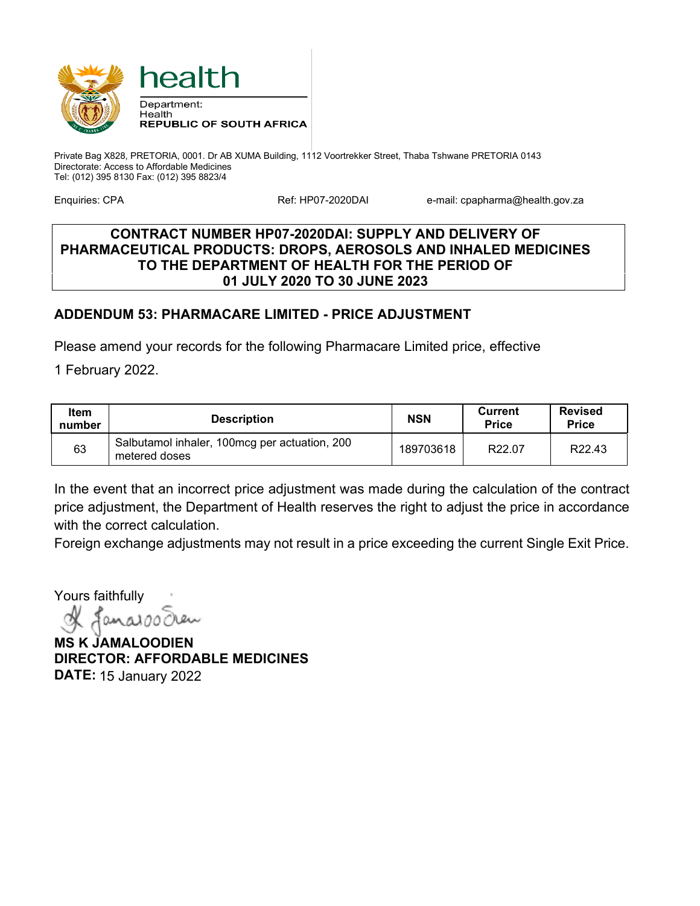health

Department:
Health
**REPUBLIC OF SOUTH AFRICA**

Private Bag X828, PRETORIA, 0001. Dr AB XUMA Building, 1112 Voortrekker Street, Thaba Tshwane PRETORIA 0143
Directorate: Access to Affordable Medicines
Tel: (012) 395 8130 Fax: (012) 395 8823/4

Enquiries: CPA    Ref: HP07-2020DAI    e-mail: cpapharma@health.gov.za

**CONTRACT NUMBER HP07-2020DAI: SUPPLY AND DELIVERY OF PHARMACEUTICAL PRODUCTS: DROPS, AEROSOLS AND INHALED MEDICINES TO THE DEPARTMENT OF HEALTH FOR THE PERIOD OF 01 JULY 2020 TO 30 JUNE 2023**

## ADDENDUM 53: PHARMACARE LIMITED - PRICE ADJUSTMENT

Please amend your records for the following Pharmacare Limited price, effective 1 February 2022.

| Item number | Description | NSN | Current Price | Revised Price |
|---|---|---|---|---|
| 63 | Salbutamol inhaler, 100mcg per actuation, 200 metered doses | 189703618 | R22.07 | R22.43 |

In the event that an incorrect price adjustment was made during the calculation of the contract price adjustment, the Department of Health reserves the right to adjust the price in accordance with the correct calculation.
Foreign exchange adjustments may not result in a price exceeding the current Single Exit Price.

Yours faithfully

**MS K JAMALOODIEN**
**DIRECTOR: AFFORDABLE MEDICINES**
**DATE:** 15 January 2022